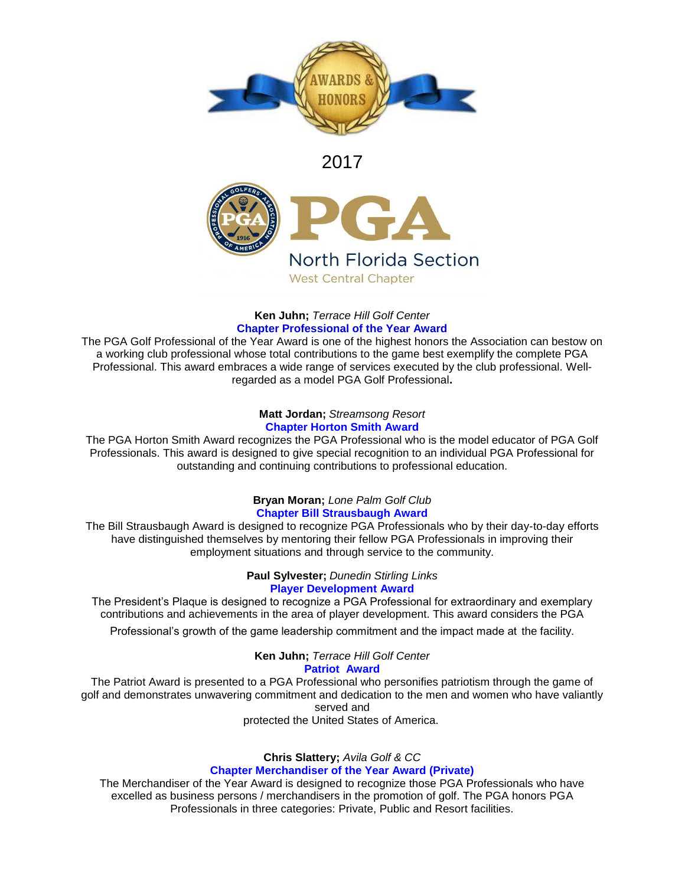AWARDS & HONORS

2017

# PGA

## North Florida Section

### West Central Chapter

**Ken Juhn;** *Terrace Hill Golf Center*

**Chapter Professional of the Year Award**

The PGA Golf Professional of the Year Award is one of the highest honors the Association can bestow on a working club professional whose total contributions to the game best exemplify the complete PGA Professional. This award embraces a wide range of services executed by the club professional. Well-regarded as a model PGA Golf Professional.

**Matt Jordan;** *Streamsong Resort*

**Chapter Horton Smith Award**

The PGA Horton Smith Award recognizes the PGA Professional who is the model educator of PGA Golf Professionals. This award is designed to give special recognition to an individual PGA Professional for outstanding and continuing contributions to professional education.

**Bryan Moran;** *Lone Palm Golf Club*

**Chapter Bill Strausbaugh Award**

The Bill Strausbaugh Award is designed to recognize PGA Professionals who by their day-to-day efforts have distinguished themselves by mentoring their fellow PGA Professionals in improving their employment situations and through service to the community.

**Paul Sylvester;** *Dunedin Stirling Links*

**Player Development Award**

The President's Plaque is designed to recognize a PGA Professional for extraordinary and exemplary contributions and achievements in the area of player development. This award considers the PGA Professional's growth of the game leadership commitment and the impact made at the facility.

**Ken Juhn;** *Terrace Hill Golf Center*

**Patriot Award**

The Patriot Award is presented to a PGA Professional who personifies patriotism through the game of golf and demonstrates unwavering commitment and dedication to the men and women who have valiantly served and protected the United States of America.

**Chris Slattery;** *Avila Golf & CC*

**Chapter Merchandiser of the Year Award (Private)**

The Merchandiser of the Year Award is designed to recognize those PGA Professionals who have excelled as business persons / merchandisers in the promotion of golf. The PGA honors PGA Professionals in three categories: Private, Public and Resort facilities.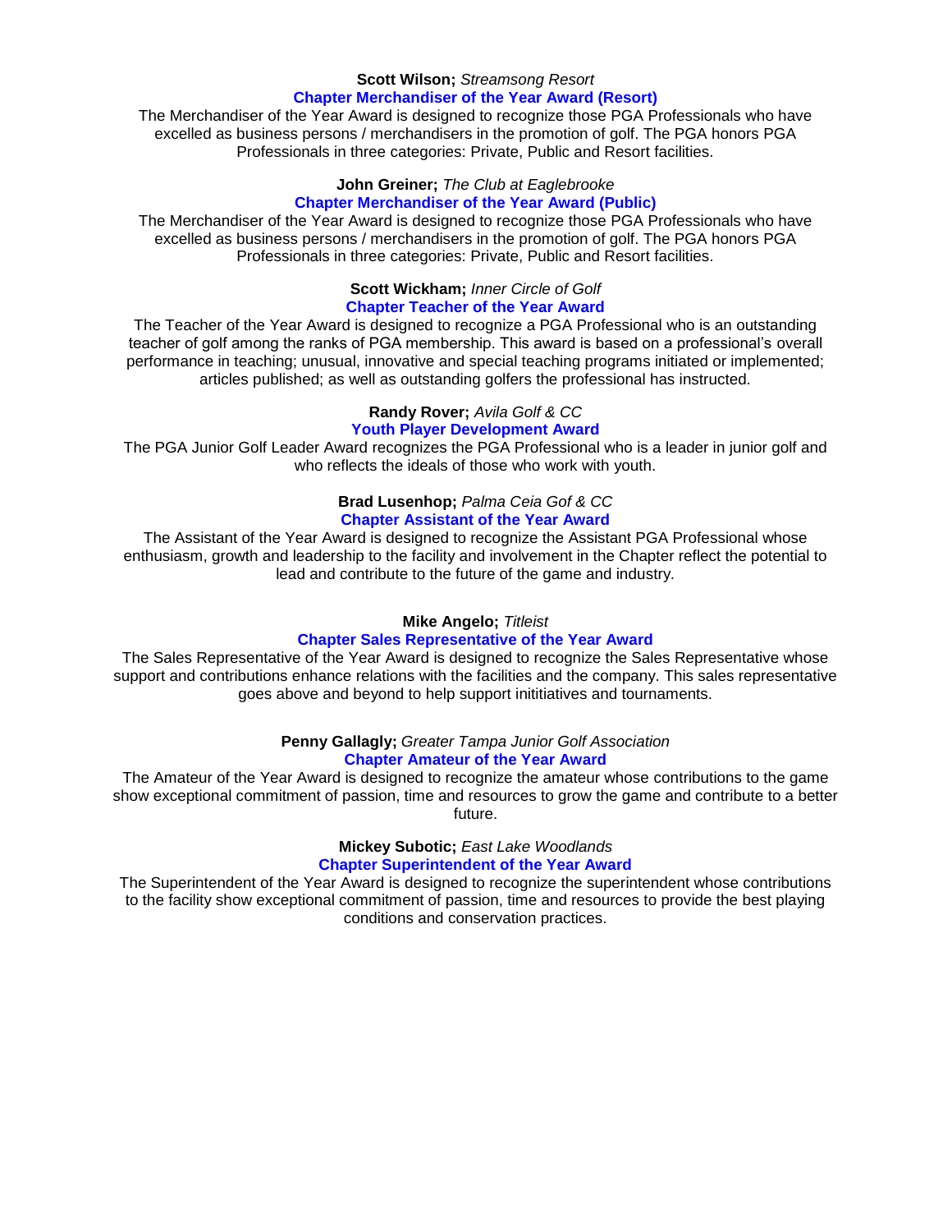**Scott Wilson;** *Streamsong Resort*

**Chapter Merchandiser of the Year Award (Resort)**

The Merchandiser of the Year Award is designed to recognize those PGA Professionals who have excelled as business persons / merchandisers in the promotion of golf. The PGA honors PGA Professionals in three categories: Private, Public and Resort facilities.

**John Greiner;** *The Club at Eaglebrooke*

**Chapter Merchandiser of the Year Award (Public)**

The Merchandiser of the Year Award is designed to recognize those PGA Professionals who have excelled as business persons / merchandisers in the promotion of golf. The PGA honors PGA Professionals in three categories: Private, Public and Resort facilities.

**Scott Wickham;** *Inner Circle of Golf*

**Chapter Teacher of the Year Award**

The Teacher of the Year Award is designed to recognize a PGA Professional who is an outstanding teacher of golf among the ranks of PGA membership. This award is based on a professional's overall performance in teaching; unusual, innovative and special teaching programs initiated or implemented; articles published; as well as outstanding golfers the professional has instructed.

**Randy Rover;** *Avila Golf & CC*

**Youth Player Development Award**

The PGA Junior Golf Leader Award recognizes the PGA Professional who is a leader in junior golf and who reflects the ideals of those who work with youth.

**Brad Lusenhop;** *Palma Ceia Gof & CC*

**Chapter Assistant of the Year Award**

The Assistant of the Year Award is designed to recognize the Assistant PGA Professional whose enthusiasm, growth and leadership to the facility and involvement in the Chapter reflect the potential to lead and contribute to the future of the game and industry.

**Mike Angelo;** *Titleist*

**Chapter Sales Representative of the Year Award**

The Sales Representative of the Year Award is designed to recognize the Sales Representative whose support and contributions enhance relations with the facilities and the company. This sales representative goes above and beyond to help support inititiatives and tournaments.

**Penny Gallagly;** *Greater Tampa Junior Golf Association*

**Chapter Amateur of the Year Award**

The Amateur of the Year Award is designed to recognize the amateur whose contributions to the game show exceptional commitment of passion, time and resources to grow the game and contribute to a better future.

**Mickey Subotic;** *East Lake Woodlands*

**Chapter Superintendent of the Year Award**

The Superintendent of the Year Award is designed to recognize the superintendent whose contributions to the facility show exceptional commitment of passion, time and resources to provide the best playing conditions and conservation practices.